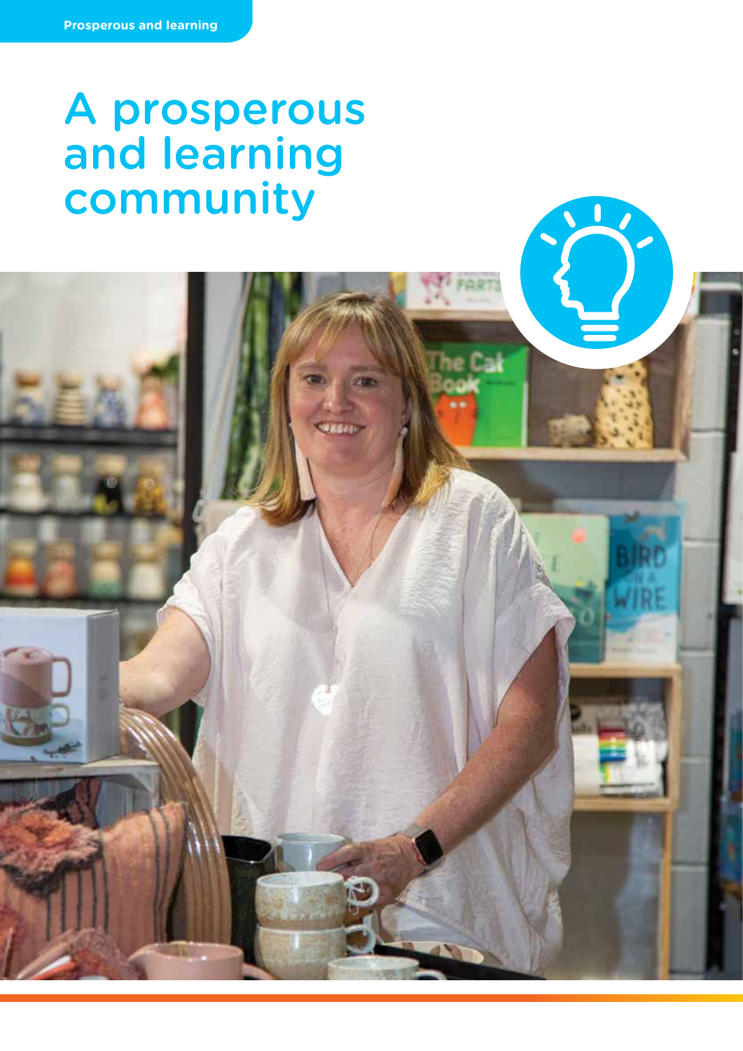Prosperous and learning

# A prosperous and learning community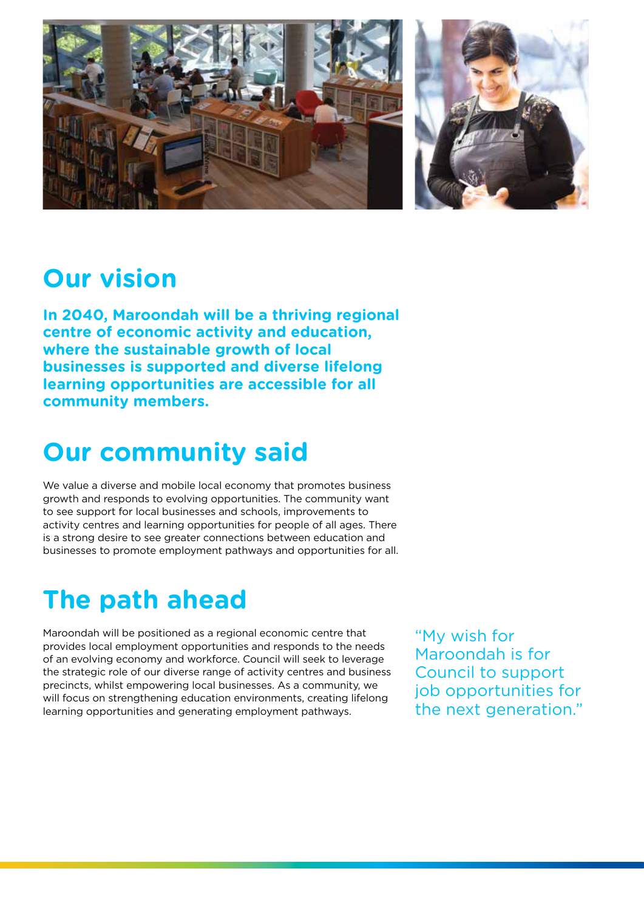## Our vision

**In 2040, Maroondah will be a thriving regional centre of economic activity and education, where the sustainable growth of local businesses is supported and diverse lifelong learning opportunities are accessible for all community members.**

## Our community said

We value a diverse and mobile local economy that promotes business growth and responds to evolving opportunities. The community want to see support for local businesses and schools, improvements to activity centres and learning opportunities for people of all ages. There is a strong desire to see greater connections between education and businesses to promote employment pathways and opportunities for all.

## The path ahead

Maroondah will be positioned as a regional economic centre that provides local employment opportunities and responds to the needs of an evolving economy and workforce. Council will seek to leverage the strategic role of our diverse range of activity centres and business precincts, whilst empowering local businesses. As a community, we will focus on strengthening education environments, creating lifelong learning opportunities and generating employment pathways.

"My wish for Maroondah is for Council to support job opportunities for the next generation."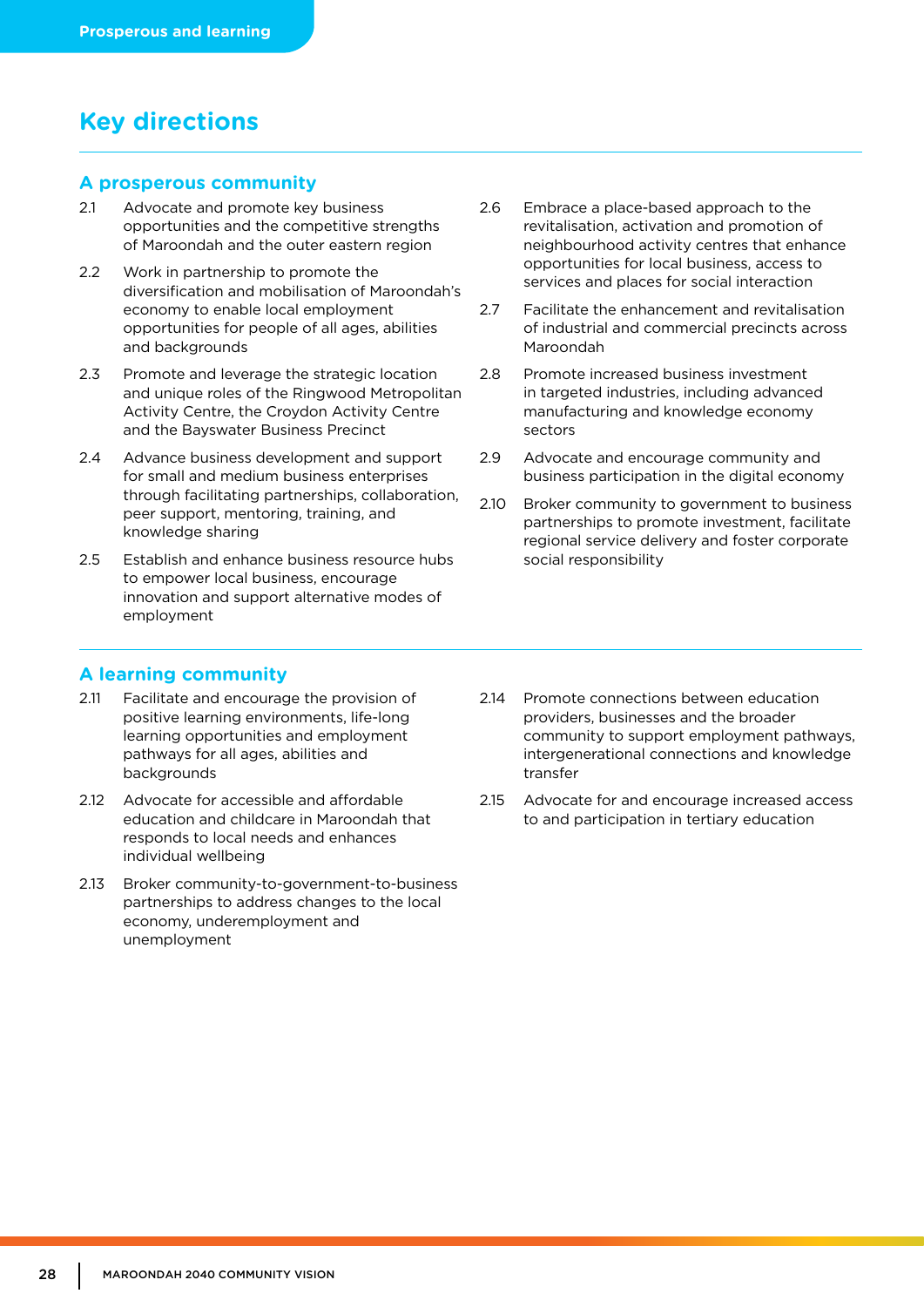# Key directions

## A prosperous community

2.1 Advocate and promote key business opportunities and the competitive strengths of Maroondah and the outer eastern region

2.2 Work in partnership to promote the diversification and mobilisation of Maroondah's economy to enable local employment opportunities for people of all ages, abilities and backgrounds

2.3 Promote and leverage the strategic location and unique roles of the Ringwood Metropolitan Activity Centre, the Croydon Activity Centre and the Bayswater Business Precinct

2.4 Advance business development and support for small and medium business enterprises through facilitating partnerships, collaboration, peer support, mentoring, training, and knowledge sharing

2.5 Establish and enhance business resource hubs to empower local business, encourage innovation and support alternative modes of employment

2.6 Embrace a place-based approach to the revitalisation, activation and promotion of neighbourhood activity centres that enhance opportunities for local business, access to services and places for social interaction

2.7 Facilitate the enhancement and revitalisation of industrial and commercial precincts across Maroondah

2.8 Promote increased business investment in targeted industries, including advanced manufacturing and knowledge economy sectors

2.9 Advocate and encourage community and business participation in the digital economy

2.10 Broker community to government to business partnerships to promote investment, facilitate regional service delivery and foster corporate social responsibility

## A learning community

2.11 Facilitate and encourage the provision of positive learning environments, life-long learning opportunities and employment pathways for all ages, abilities and backgrounds

2.12 Advocate for accessible and affordable education and childcare in Maroondah that responds to local needs and enhances individual wellbeing

2.13 Broker community-to-government-to-business partnerships to address changes to the local economy, underemployment and unemployment

2.14 Promote connections between education providers, businesses and the broader community to support employment pathways, intergenerational connections and knowledge transfer

2.15 Advocate for and encourage increased access to and participation in tertiary education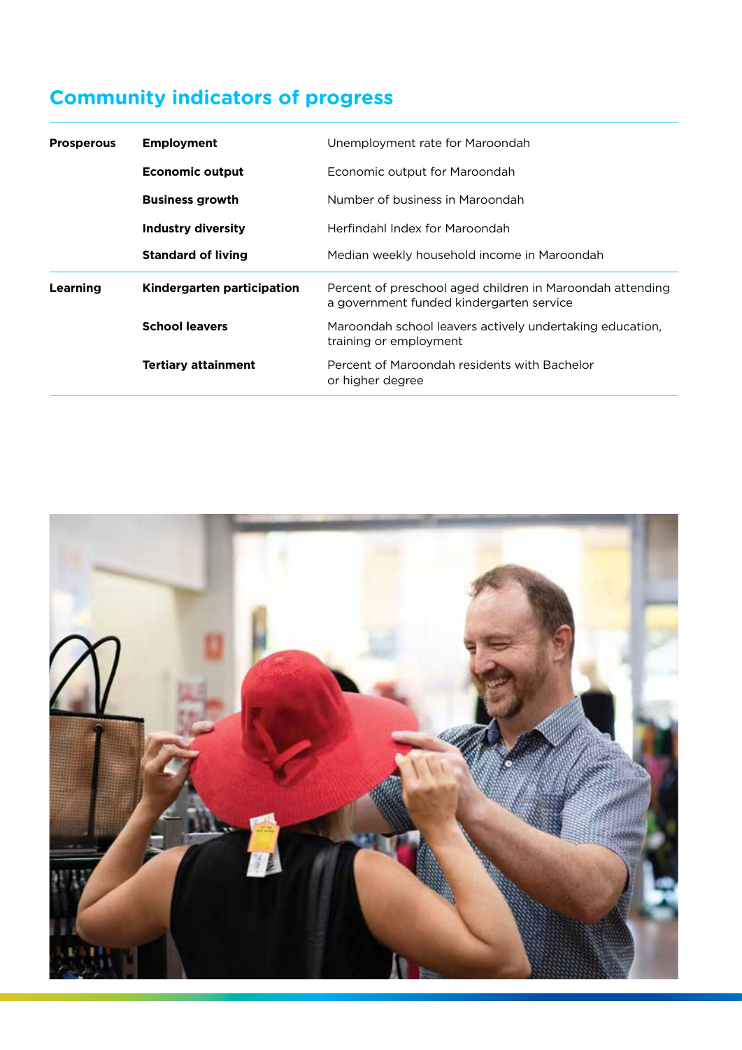## Community indicators of progress

| | | |
|---|---|---|
| **Prosperous** | **Employment** | Unemployment rate for Maroondah |
| | **Economic output** | Economic output for Maroondah |
| | **Business growth** | Number of business in Maroondah |
| | **Industry diversity** | Herfindahl Index for Maroondah |
| | **Standard of living** | Median weekly household income in Maroondah |
| **Learning** | **Kindergarten participation** | Percent of preschool aged children in Maroondah attending a government funded kindergarten service |
| | **School leavers** | Maroondah school leavers actively undertaking education, training or employment |
| | **Tertiary attainment** | Percent of Maroondah residents with Bachelor or higher degree |